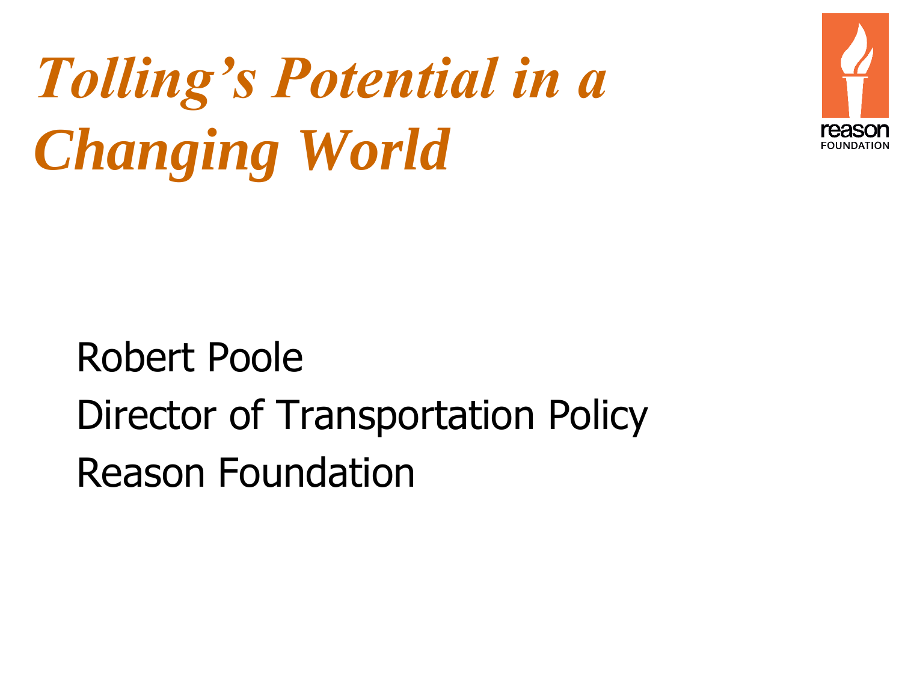# *Tolling's Potential in a Changing World*

reason FOUNDATION

Robert Poole
Director of Transportation Policy
Reason Foundation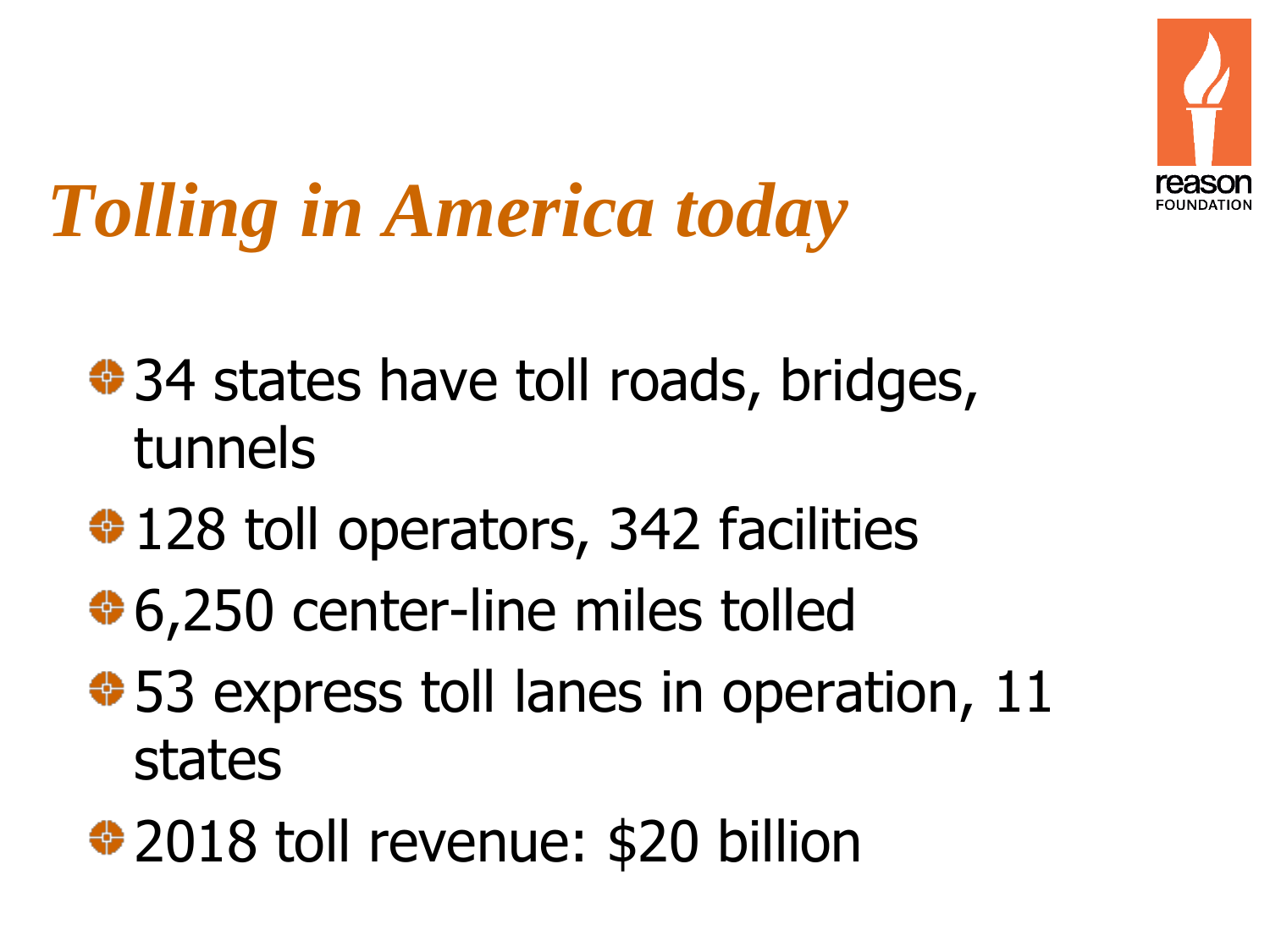# *Tolling in America today*

- 34 states have toll roads, bridges, tunnels
- 128 toll operators, 342 facilities
- 6,250 center-line miles tolled
- 53 express toll lanes in operation, 11 states
- 2018 toll revenue: $20 billion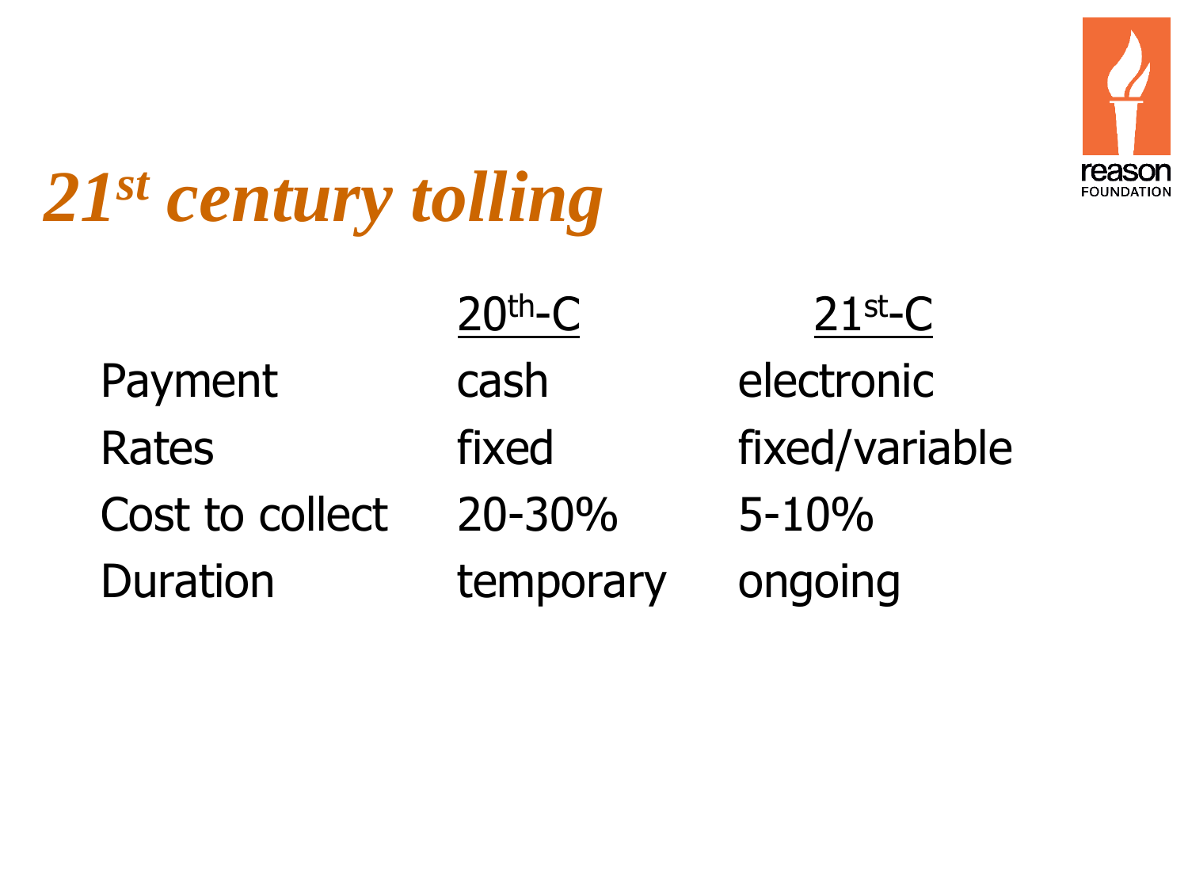# 21st century tolling

| | 20th-C | 21st-C |
|---|---|---|
| Payment | cash | electronic |
| Rates | fixed | fixed/variable |
| Cost to collect | 20-30% | 5-10% |
| Duration | temporary | ongoing |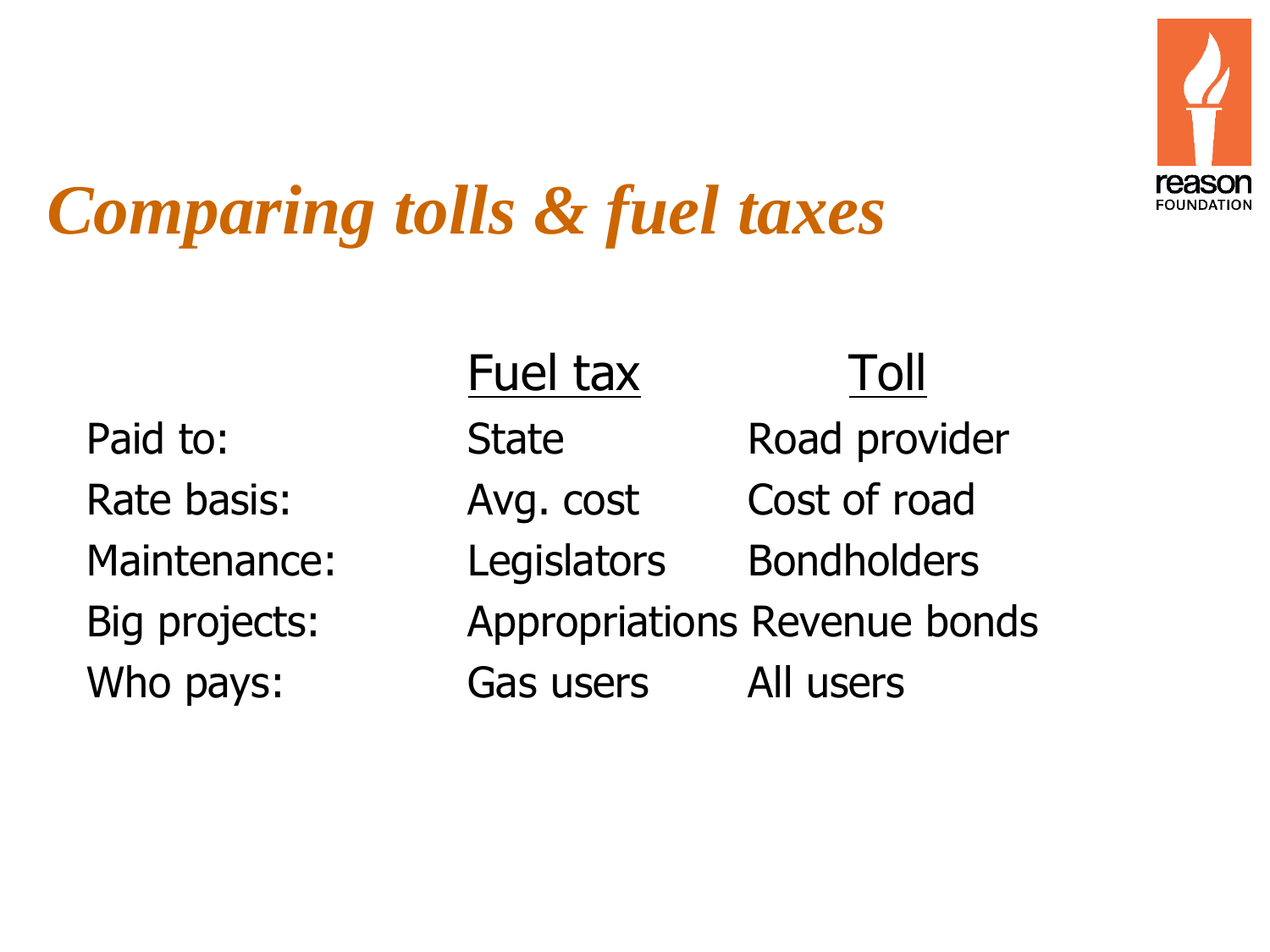# *Comparing tolls & fuel taxes*

| | Fuel tax | Toll |
|---|---|---|
| Paid to: | State | Road provider |
| Rate basis: | Avg. cost | Cost of road |
| Maintenance: | Legislators | Bondholders |
| Big projects: | Appropriations | Revenue bonds |
| Who pays: | Gas users | All users |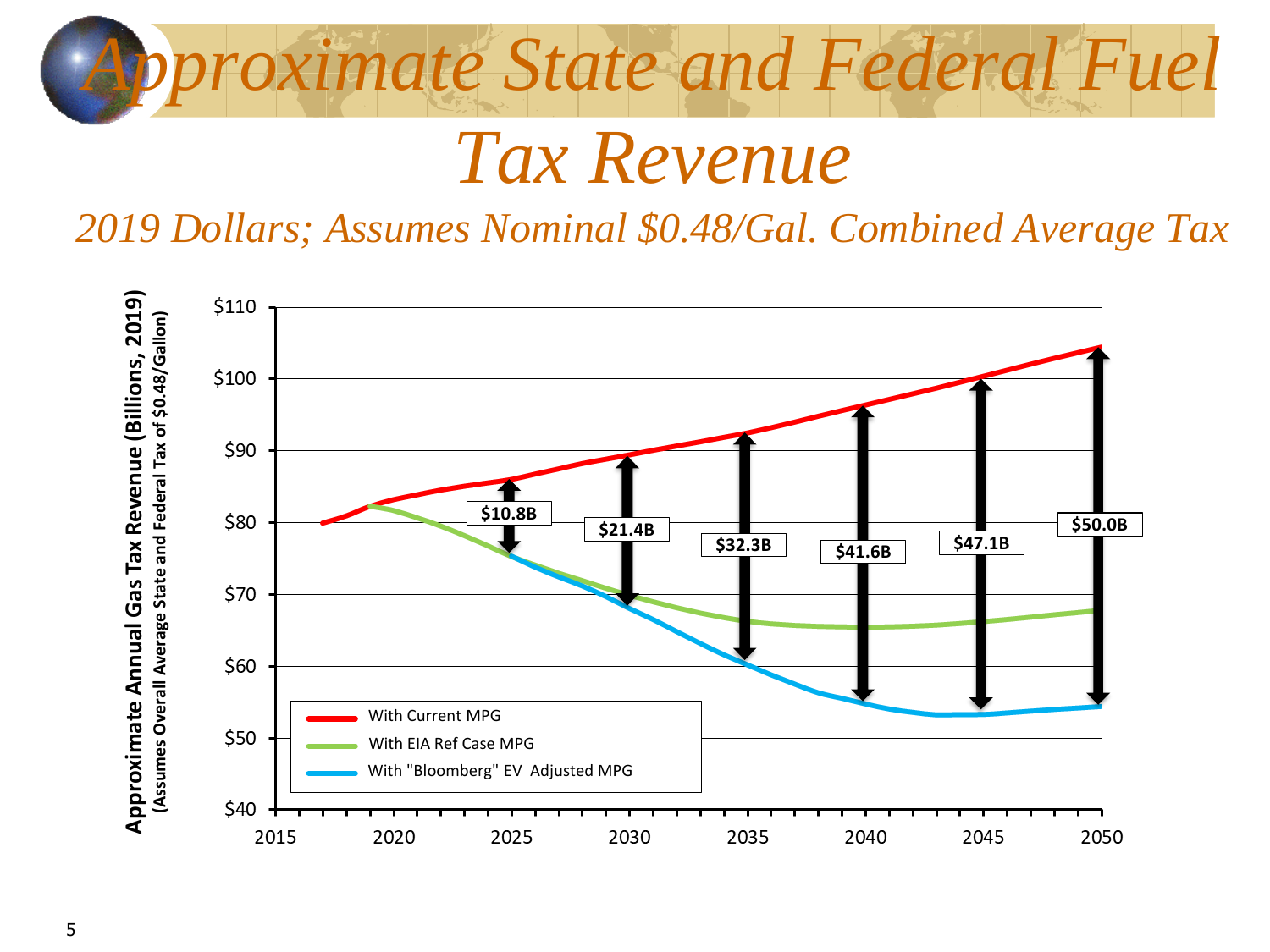# Approximate State and Federal Fuel Tax Revenue

*2019 Dollars; Assumes Nominal $0.48/Gal. Combined Average Tax*

**Approximate Annual Gas Tax Revenue (Billions, 2019)**
**(Assumes Overall Average State and Federal Tax of $0.48/Gallon)**

| Year | Gap |
|---|---|
| 2025 | $10.8B |
| 2030 | $21.4B |
| 2035 | $32.3B |
| 2040 | $41.6B |
| 2045 | $47.1B |
| 2050 | $50.0B |

- With Current MPG
- With EIA Ref Case MPG
- With "Bloomberg" EV Adjusted MPG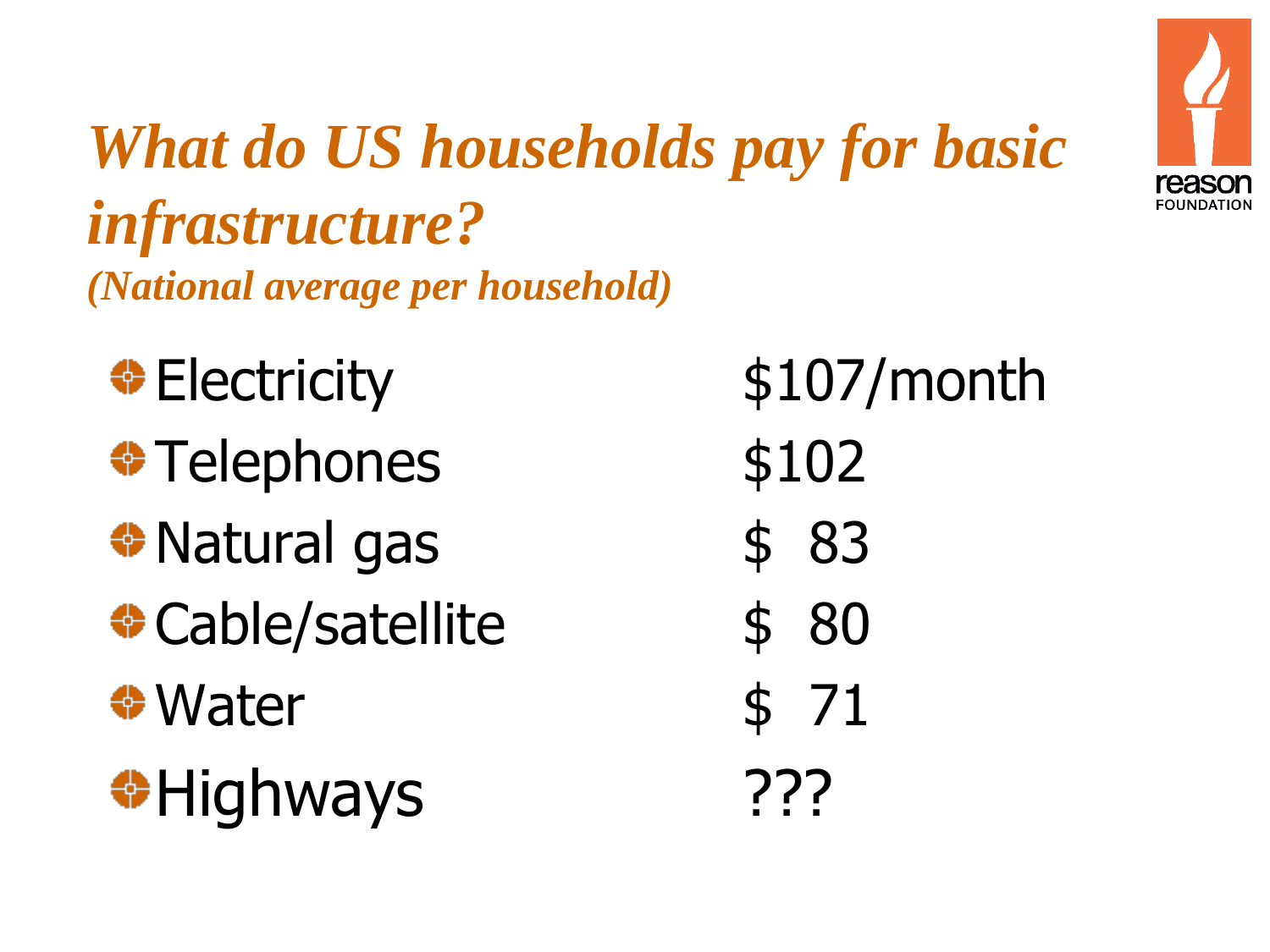# *What do US households pay for basic infrastructure?*

***(National average per household)***

| | |
|---|---|
| Electricity | $107/month |
| Telephones | $102 |
| Natural gas | $ 83 |
| Cable/satellite | $ 80 |
| Water | $ 71 |
| Highways | ??? |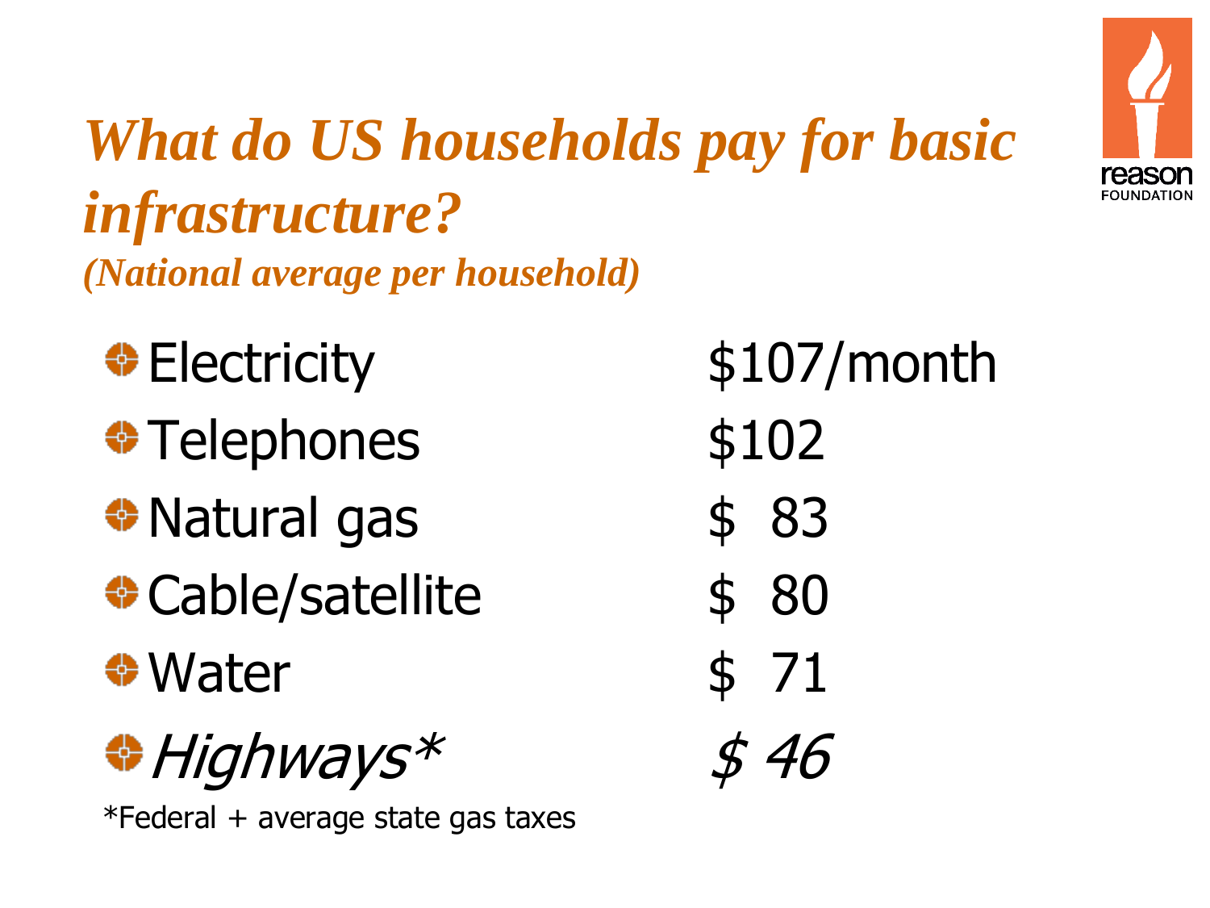# *What do US households pay for basic infrastructure?*

*(National average per household)*

| | |
|---|---|
| Electricity | $107/month |
| Telephones | $102 |
| Natural gas | $ 83 |
| Cable/satellite | $ 80 |
| Water | $ 71 |
| *Highways** | *$ 46* |

*Federal + average state gas taxes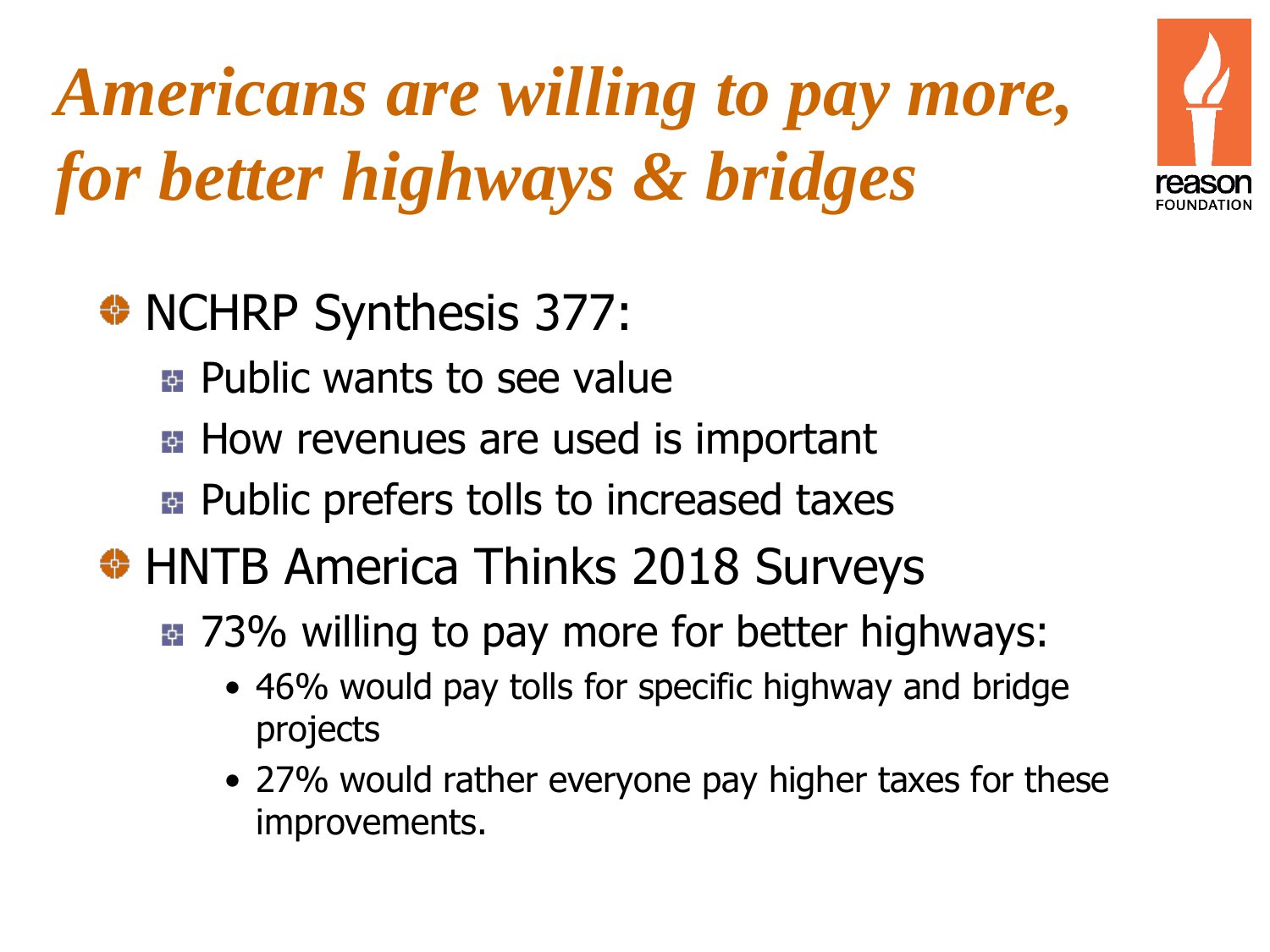# *Americans are willing to pay more, for better highways & bridges*

- NCHRP Synthesis 377:
  - Public wants to see value
  - How revenues are used is important
  - Public prefers tolls to increased taxes
- HNTB America Thinks 2018 Surveys
  - 73% willing to pay more for better highways:
    - 46% would pay tolls for specific highway and bridge projects
    - 27% would rather everyone pay higher taxes for these improvements.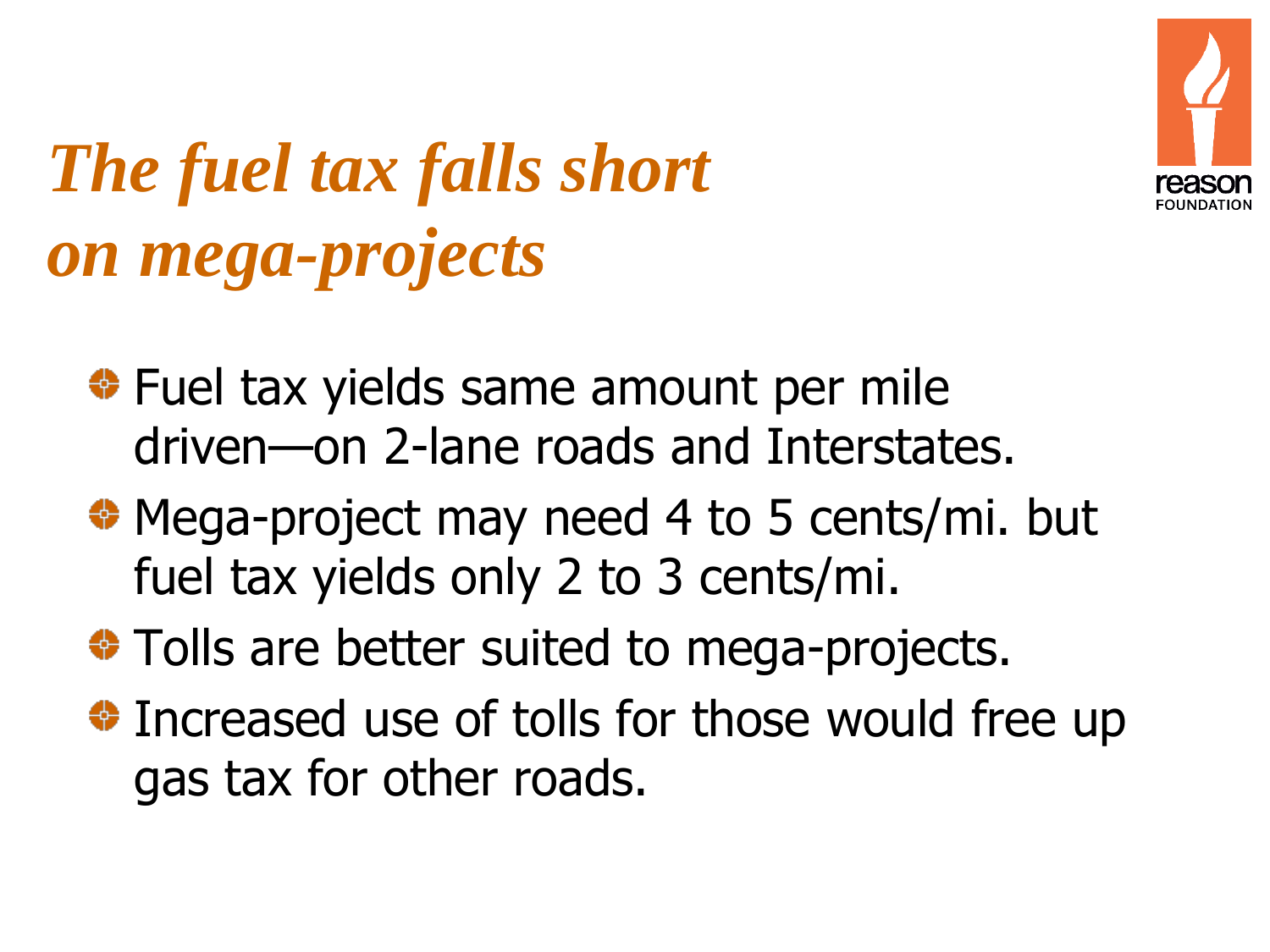# *The fuel tax falls short on mega-projects*

- Fuel tax yields same amount per mile driven—on 2-lane roads and Interstates.
- Mega-project may need 4 to 5 cents/mi. but fuel tax yields only 2 to 3 cents/mi.
- Tolls are better suited to mega-projects.
- Increased use of tolls for those would free up gas tax for other roads.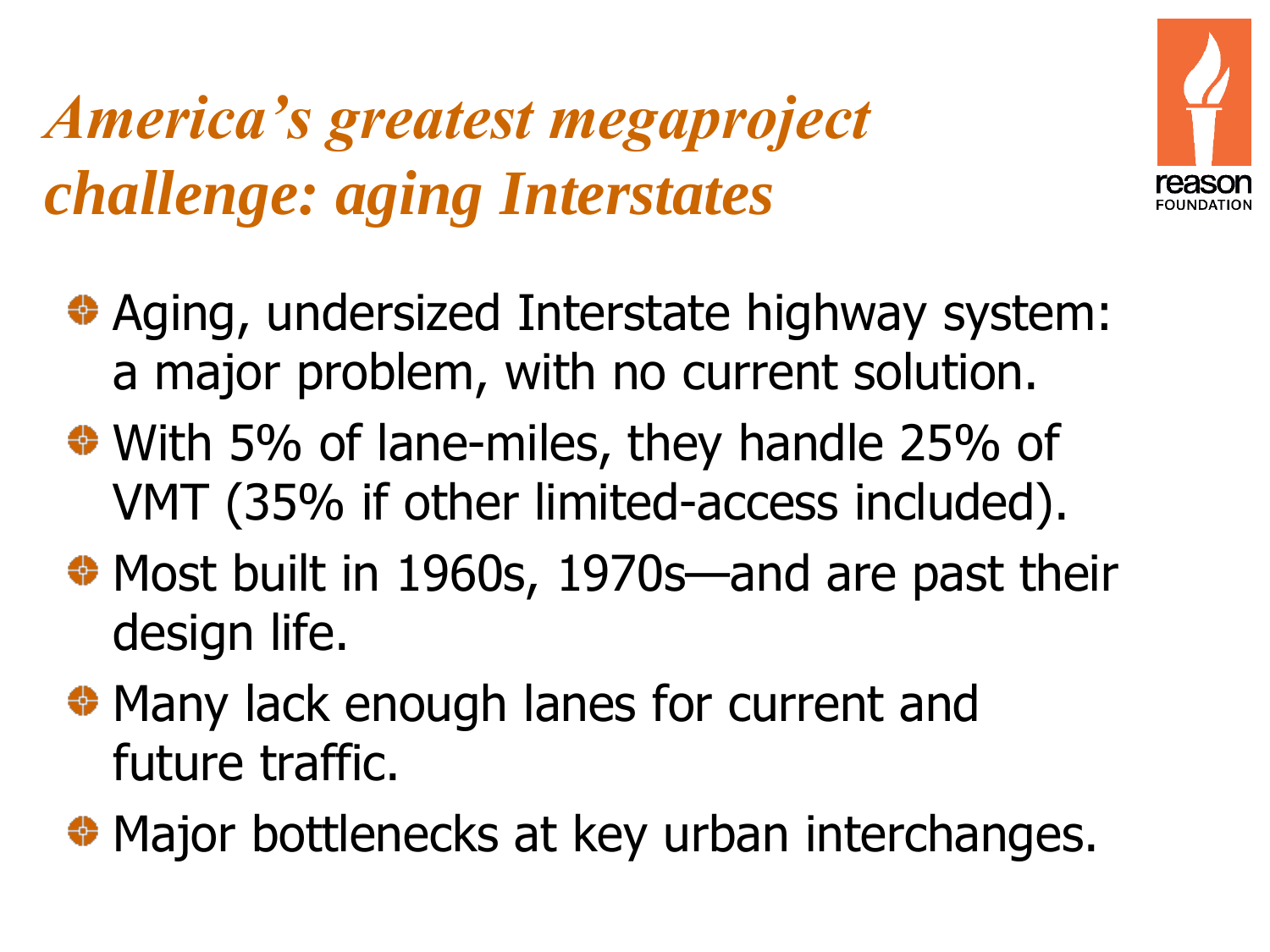# *America's greatest megaproject challenge: aging Interstates*

- Aging, undersized Interstate highway system: a major problem, with no current solution.
- With 5% of lane-miles, they handle 25% of VMT (35% if other limited-access included).
- Most built in 1960s, 1970s—and are past their design life.
- Many lack enough lanes for current and future traffic.
- Major bottlenecks at key urban interchanges.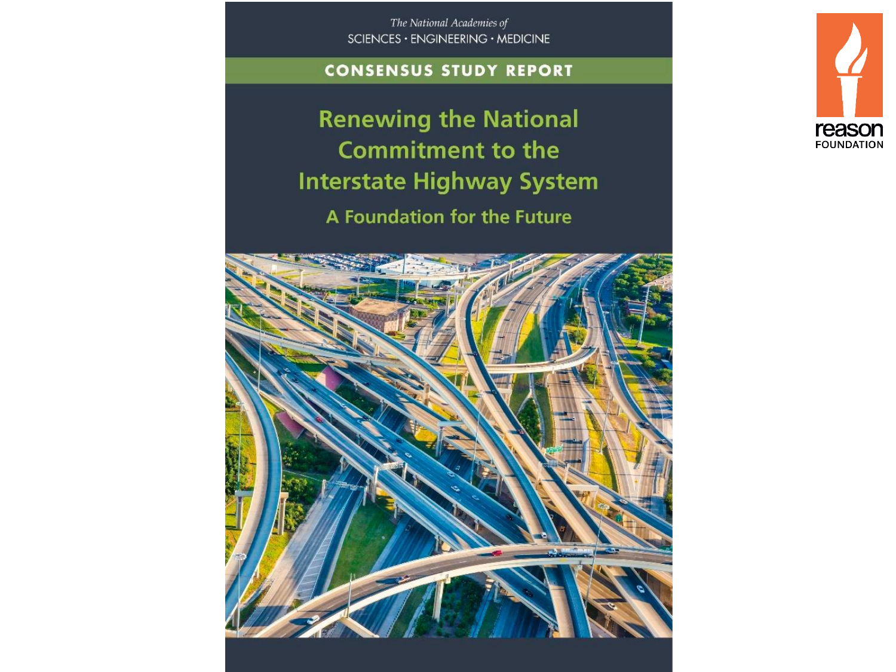The National Academies of
SCIENCES · ENGINEERING · MEDICINE

**CONSENSUS STUDY REPORT**

# Renewing the National Commitment to the Interstate Highway System

## A Foundation for the Future

reason
FOUNDATION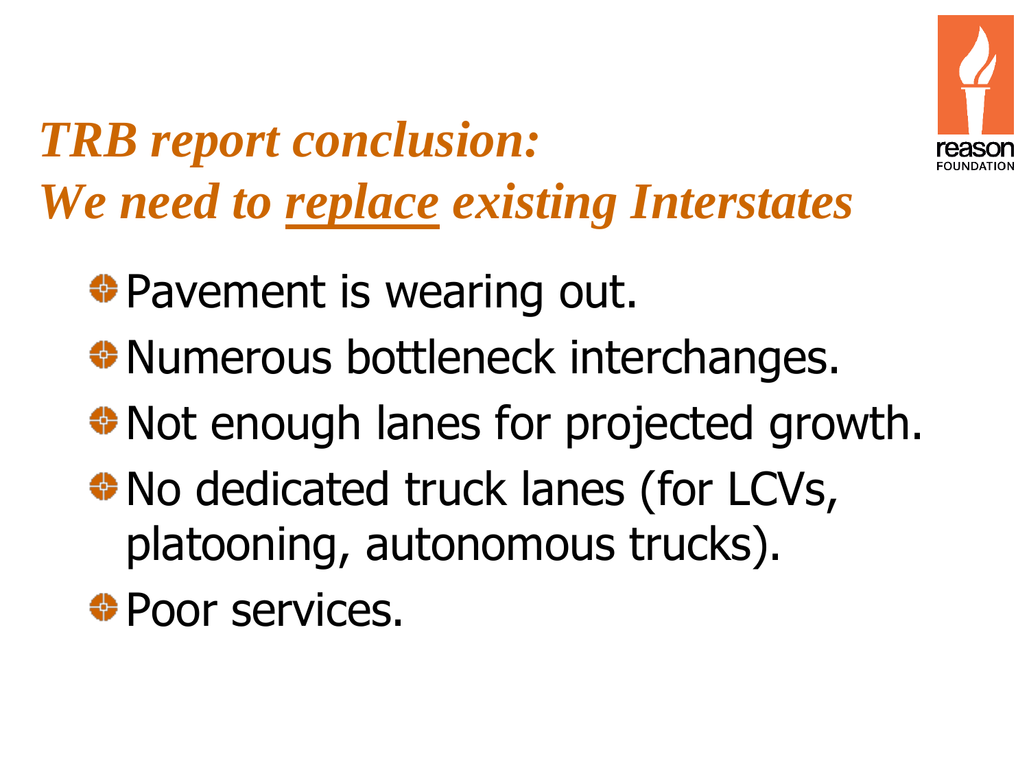# *TRB report conclusion: We need to replace existing Interstates*

- Pavement is wearing out.
- Numerous bottleneck interchanges.
- Not enough lanes for projected growth.
- No dedicated truck lanes (for LCVs, platooning, autonomous trucks).
- Poor services.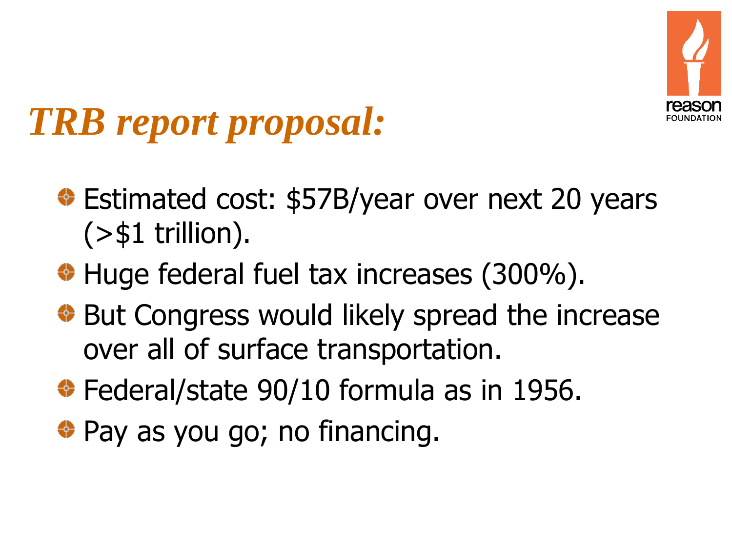# *TRB report proposal:*

- Estimated cost: $57B/year over next 20 years (>$1 trillion).
- Huge federal fuel tax increases (300%).
- But Congress would likely spread the increase over all of surface transportation.
- Federal/state 90/10 formula as in 1956.
- Pay as you go; no financing.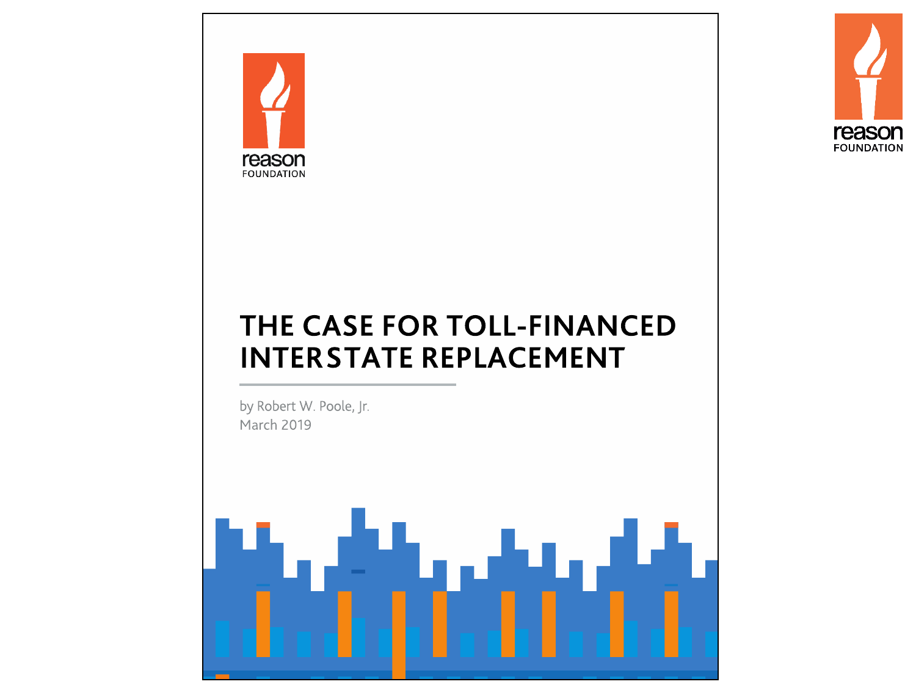reason

FOUNDATION

# THE CASE FOR TOLL-FINANCED INTERSTATE REPLACEMENT

by Robert W. Poole, Jr.

March 2019

reason

FOUNDATION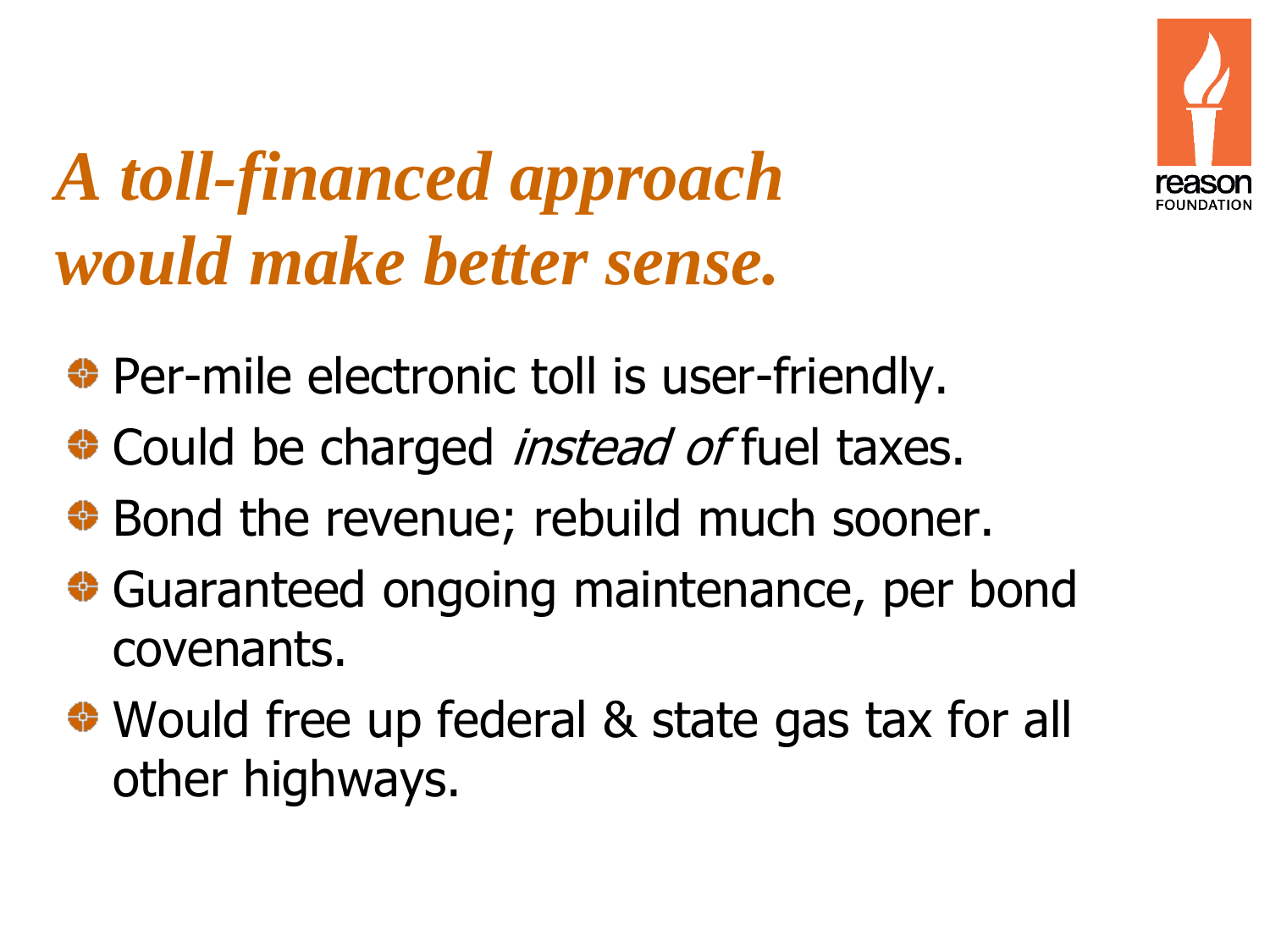# *A toll-financed approach would make better sense.*

- Per-mile electronic toll is user-friendly.
- Could be charged *instead of* fuel taxes.
- Bond the revenue; rebuild much sooner.
- Guaranteed ongoing maintenance, per bond covenants.
- Would free up federal & state gas tax for all other highways.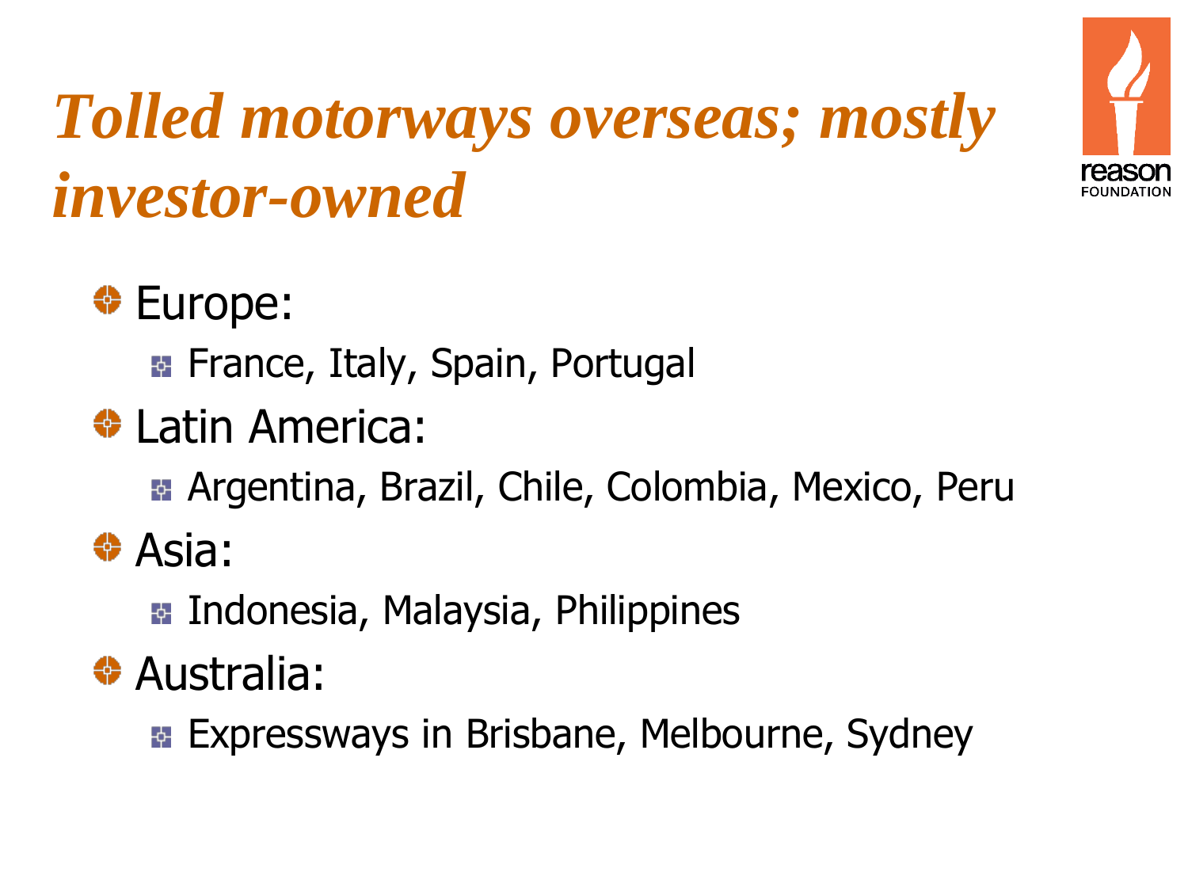# *Tolled motorways overseas; mostly investor-owned*

- Europe:
  - France, Italy, Spain, Portugal
- Latin America:
  - Argentina, Brazil, Chile, Colombia, Mexico, Peru
- Asia:
  - Indonesia, Malaysia, Philippines
- Australia:
  - Expressways in Brisbane, Melbourne, Sydney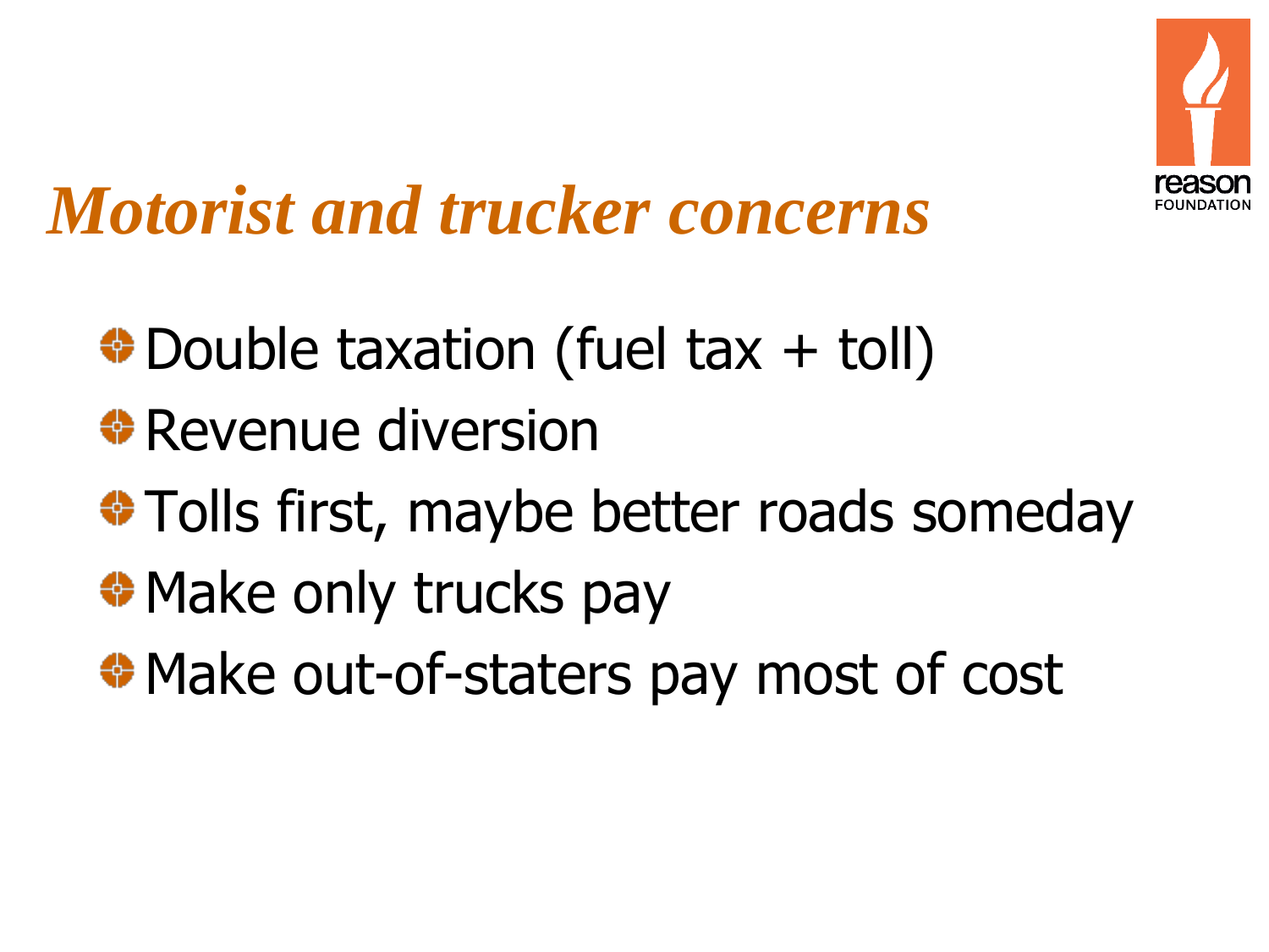# *Motorist and trucker concerns*

- Double taxation (fuel tax + toll)
- Revenue diversion
- Tolls first, maybe better roads someday
- Make only trucks pay
- Make out-of-staters pay most of cost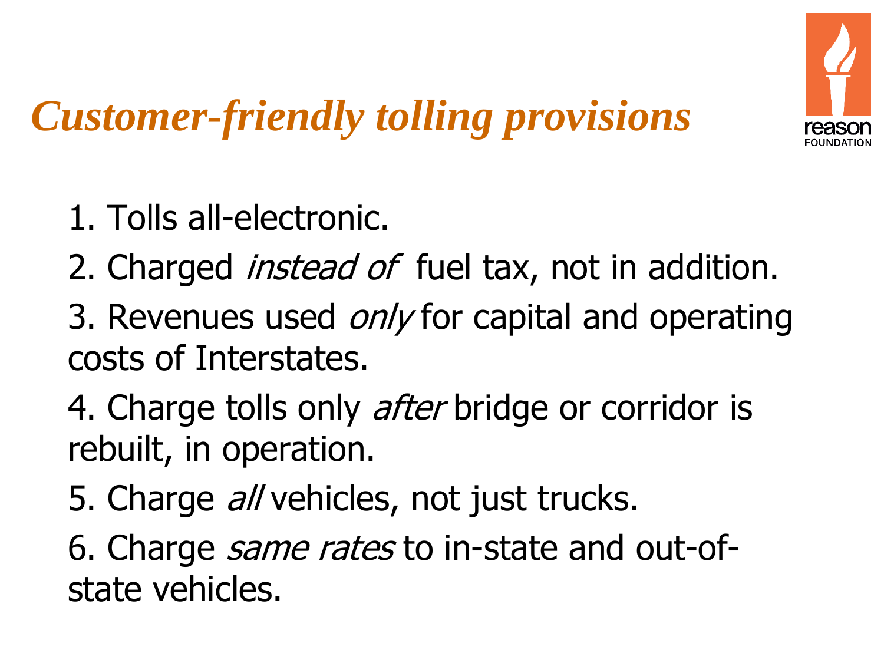# Customer-friendly tolling provisions

1. Tolls all-electronic.
2. Charged *instead of* fuel tax, not in addition.
3. Revenues used *only* for capital and operating costs of Interstates.
4. Charge tolls only *after* bridge or corridor is rebuilt, in operation.
5. Charge *all* vehicles, not just trucks.
6. Charge *same rates* to in-state and out-of-state vehicles.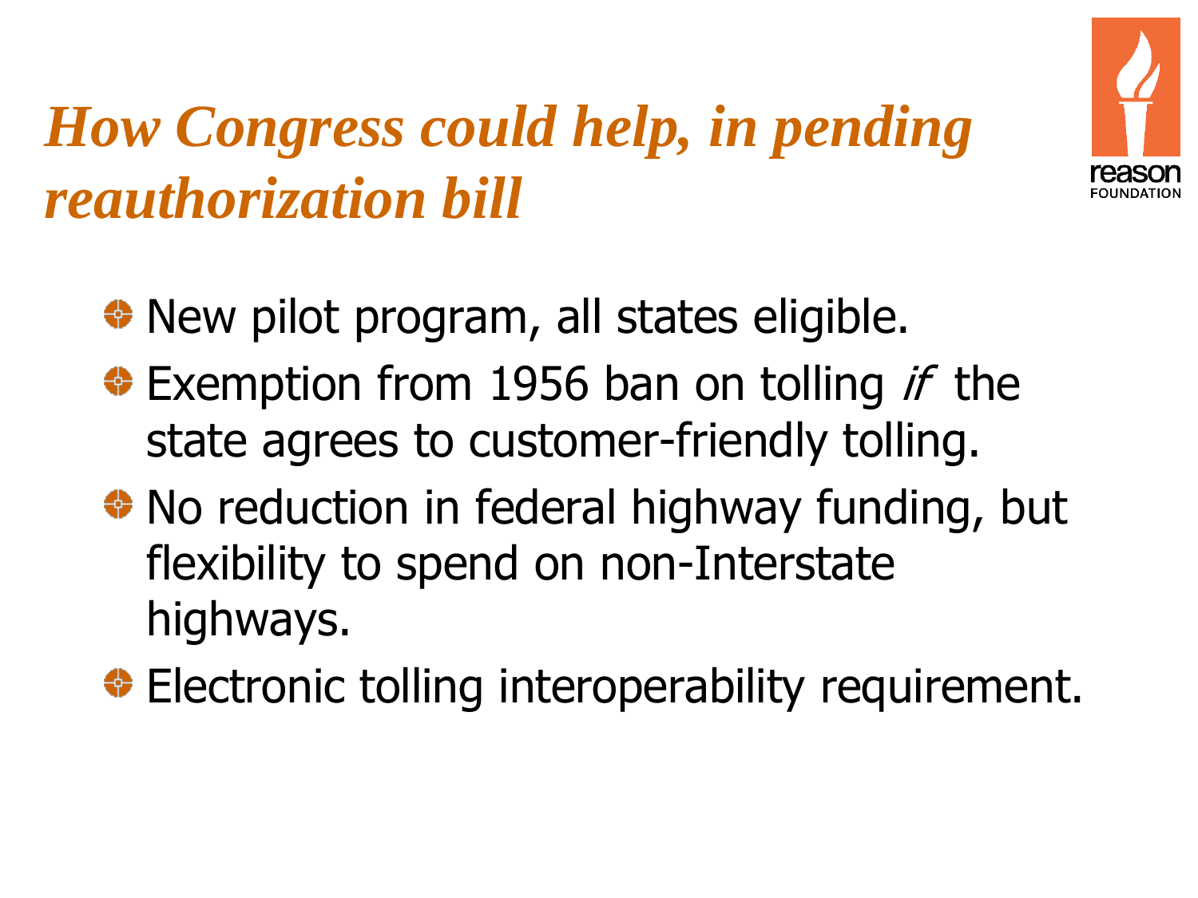# *How Congress could help, in pending reauthorization bill*

- New pilot program, all states eligible.
- Exemption from 1956 ban on tolling *if* the state agrees to customer-friendly tolling.
- No reduction in federal highway funding, but flexibility to spend on non-Interstate highways.
- Electronic tolling interoperability requirement.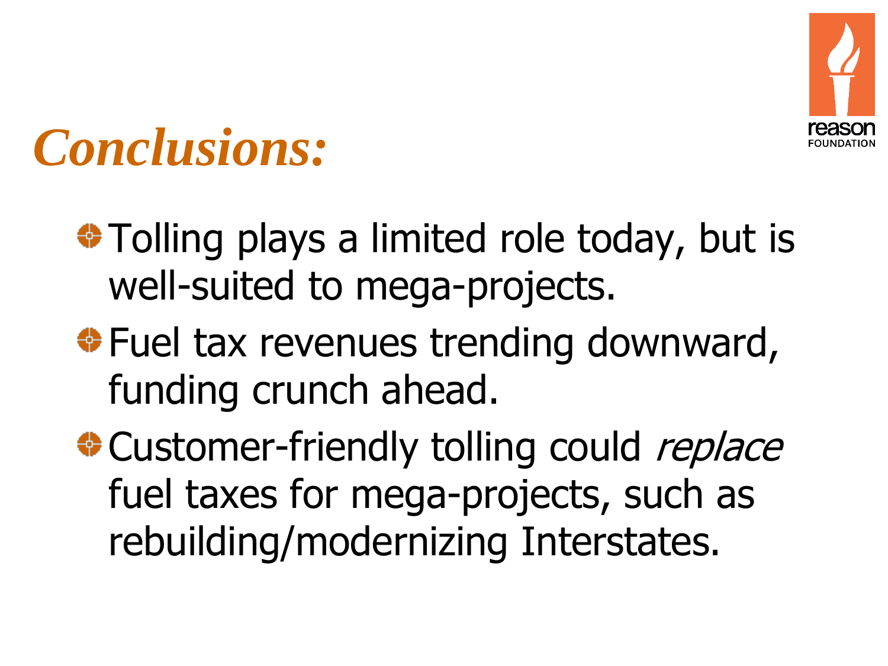# *Conclusions:*

- Tolling plays a limited role today, but is well-suited to mega-projects.
- Fuel tax revenues trending downward, funding crunch ahead.
- Customer-friendly tolling could *replace* fuel taxes for mega-projects, such as rebuilding/modernizing Interstates.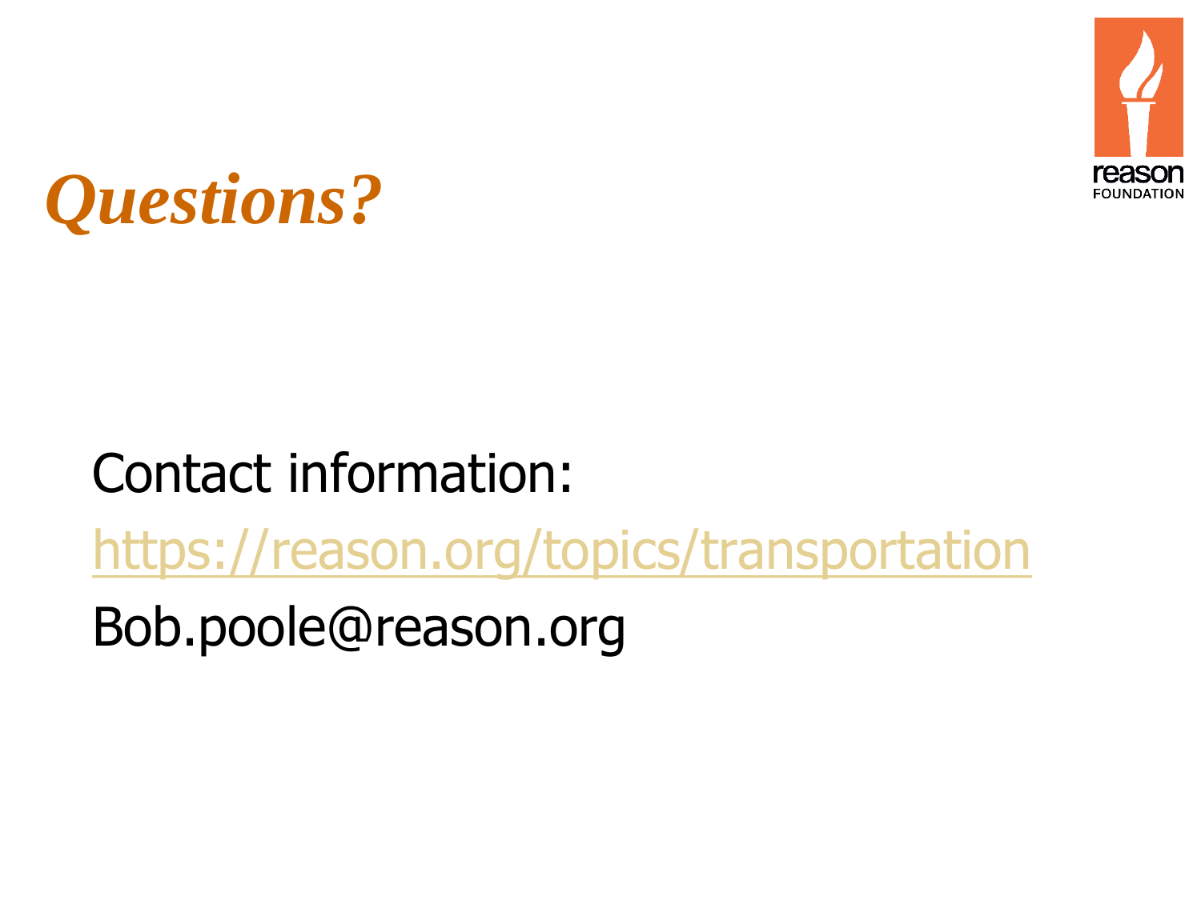# *Questions?*

reason FOUNDATION

Contact information:

https://reason.org/topics/transportation

Bob.poole@reason.org